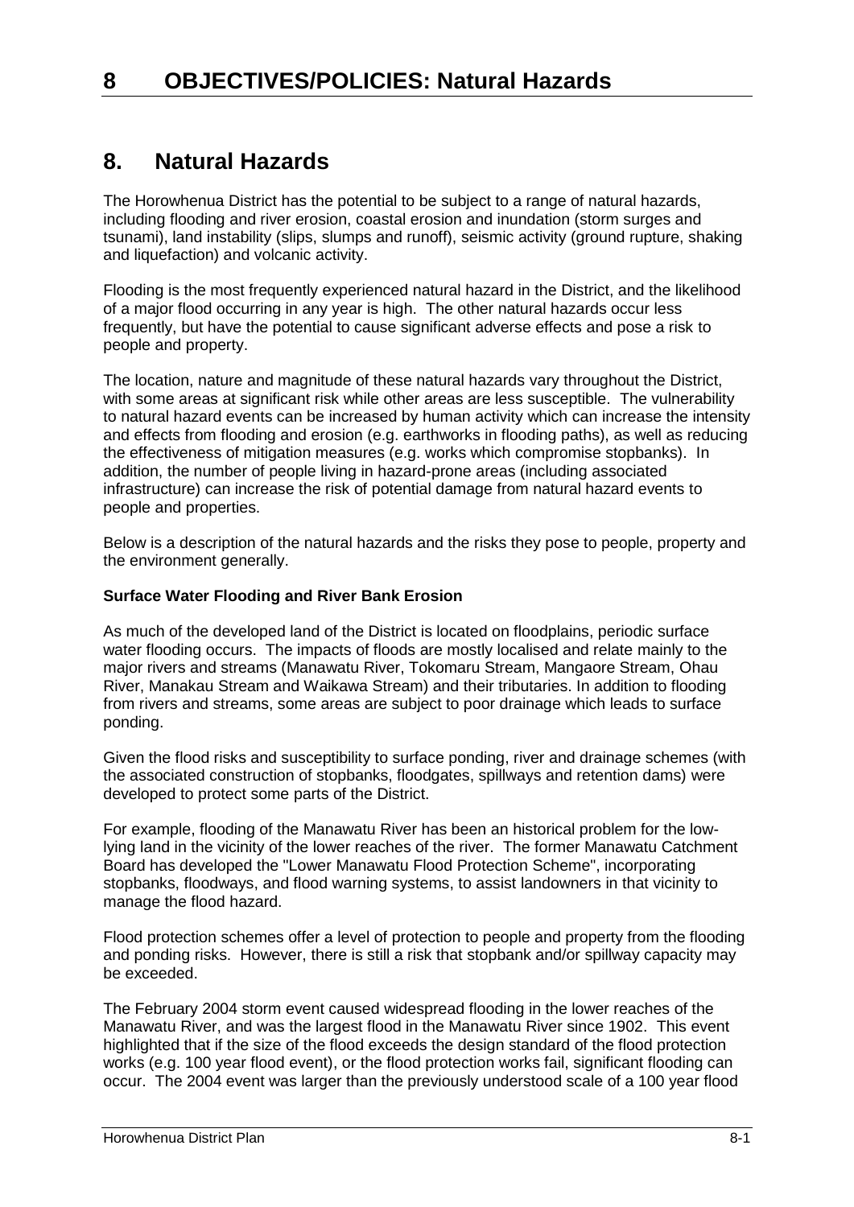# 8 OBJECTIVES/POLICIES: Natural Hazards

## 8. Natural Hazards

The Horowhenua District has the potential to be subject to a range of natural hazards, including flooding and river erosion, coastal erosion and inundation (storm surges and tsunami), land instability (slips, slumps and runoff), seismic activity (ground rupture, shaking and liquefaction) and volcanic activity.

Flooding is the most frequently experienced natural hazard in the District, and the likelihood of a major flood occurring in any year is high. The other natural hazards occur less frequently, but have the potential to cause significant adverse effects and pose a risk to people and property.

The location, nature and magnitude of these natural hazards vary throughout the District, with some areas at significant risk while other areas are less susceptible. The vulnerability to natural hazard events can be increased by human activity which can increase the intensity and effects from flooding and erosion (e.g. earthworks in flooding paths), as well as reducing the effectiveness of mitigation measures (e.g. works which compromise stopbanks). In addition, the number of people living in hazard-prone areas (including associated infrastructure) can increase the risk of potential damage from natural hazard events to people and properties.

Below is a description of the natural hazards and the risks they pose to people, property and the environment generally.

**Surface Water Flooding and River Bank Erosion**

As much of the developed land of the District is located on floodplains, periodic surface water flooding occurs. The impacts of floods are mostly localised and relate mainly to the major rivers and streams (Manawatu River, Tokomaru Stream, Mangaore Stream, Ohau River, Manakau Stream and Waikawa Stream) and their tributaries. In addition to flooding from rivers and streams, some areas are subject to poor drainage which leads to surface ponding.

Given the flood risks and susceptibility to surface ponding, river and drainage schemes (with the associated construction of stopbanks, floodgates, spillways and retention dams) were developed to protect some parts of the District.

For example, flooding of the Manawatu River has been an historical problem for the low-lying land in the vicinity of the lower reaches of the river. The former Manawatu Catchment Board has developed the "Lower Manawatu Flood Protection Scheme", incorporating stopbanks, floodways, and flood warning systems, to assist landowners in that vicinity to manage the flood hazard.

Flood protection schemes offer a level of protection to people and property from the flooding and ponding risks. However, there is still a risk that stopbank and/or spillway capacity may be exceeded.

The February 2004 storm event caused widespread flooding in the lower reaches of the Manawatu River, and was the largest flood in the Manawatu River since 1902. This event highlighted that if the size of the flood exceeds the design standard of the flood protection works (e.g. 100 year flood event), or the flood protection works fail, significant flooding can occur. The 2004 event was larger than the previously understood scale of a 100 year flood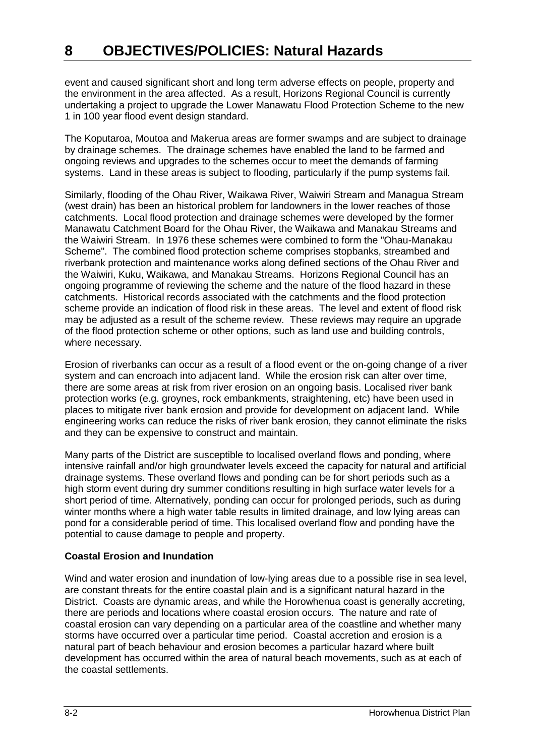event and caused significant short and long term adverse effects on people, property and the environment in the area affected. As a result, Horizons Regional Council is currently undertaking a project to upgrade the Lower Manawatu Flood Protection Scheme to the new 1 in 100 year flood event design standard.

The Koputaroa, Moutoa and Makerua areas are former swamps and are subject to drainage by drainage schemes. The drainage schemes have enabled the land to be farmed and ongoing reviews and upgrades to the schemes occur to meet the demands of farming systems. Land in these areas is subject to flooding, particularly if the pump systems fail.

Similarly, flooding of the Ohau River, Waikawa River, Waiwiri Stream and Managua Stream (west drain) has been an historical problem for landowners in the lower reaches of those catchments. Local flood protection and drainage schemes were developed by the former Manawatu Catchment Board for the Ohau River, the Waikawa and Manakau Streams and the Waiwiri Stream. In 1976 these schemes were combined to form the "Ohau-Manakau Scheme". The combined flood protection scheme comprises stopbanks, streambed and riverbank protection and maintenance works along defined sections of the Ohau River and the Waiwiri, Kuku, Waikawa, and Manakau Streams. Horizons Regional Council has an ongoing programme of reviewing the scheme and the nature of the flood hazard in these catchments. Historical records associated with the catchments and the flood protection scheme provide an indication of flood risk in these areas. The level and extent of flood risk may be adjusted as a result of the scheme review. These reviews may require an upgrade of the flood protection scheme or other options, such as land use and building controls, where necessary.

Erosion of riverbanks can occur as a result of a flood event or the on-going change of a river system and can encroach into adjacent land. While the erosion risk can alter over time, there are some areas at risk from river erosion on an ongoing basis. Localised river bank protection works (e.g. groynes, rock embankments, straightening, etc) have been used in places to mitigate river bank erosion and provide for development on adjacent land. While engineering works can reduce the risks of river bank erosion, they cannot eliminate the risks and they can be expensive to construct and maintain.

Many parts of the District are susceptible to localised overland flows and ponding, where intensive rainfall and/or high groundwater levels exceed the capacity for natural and artificial drainage systems. These overland flows and ponding can be for short periods such as a high storm event during dry summer conditions resulting in high surface water levels for a short period of time. Alternatively, ponding can occur for prolonged periods, such as during winter months where a high water table results in limited drainage, and low lying areas can pond for a considerable period of time. This localised overland flow and ponding have the potential to cause damage to people and property.

**Coastal Erosion and Inundation**

Wind and water erosion and inundation of low-lying areas due to a possible rise in sea level, are constant threats for the entire coastal plain and is a significant natural hazard in the District. Coasts are dynamic areas, and while the Horowhenua coast is generally accreting, there are periods and locations where coastal erosion occurs. The nature and rate of coastal erosion can vary depending on a particular area of the coastline and whether many storms have occurred over a particular time period. Coastal accretion and erosion is a natural part of beach behaviour and erosion becomes a particular hazard where built development has occurred within the area of natural beach movements, such as at each of the coastal settlements.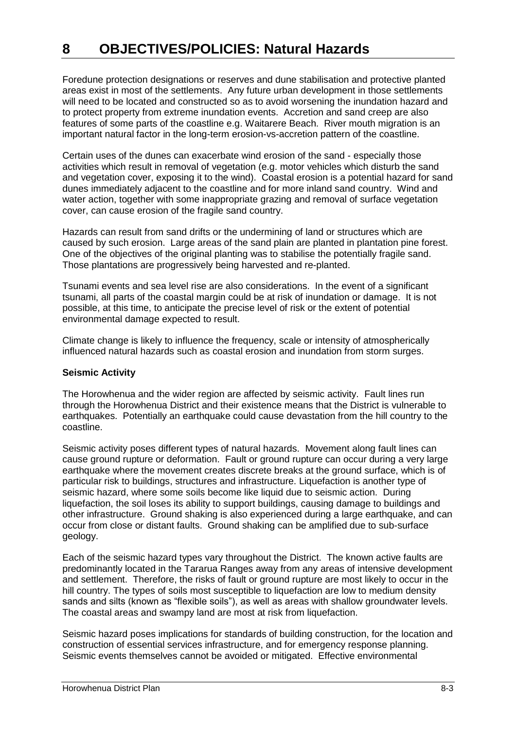# 8 OBJECTIVES/POLICIES: Natural Hazards

Foredune protection designations or reserves and dune stabilisation and protective planted areas exist in most of the settlements. Any future urban development in those settlements will need to be located and constructed so as to avoid worsening the inundation hazard and to protect property from extreme inundation events. Accretion and sand creep are also features of some parts of the coastline e.g. Waitarere Beach. River mouth migration is an important natural factor in the long-term erosion-vs-accretion pattern of the coastline.

Certain uses of the dunes can exacerbate wind erosion of the sand - especially those activities which result in removal of vegetation (e.g. motor vehicles which disturb the sand and vegetation cover, exposing it to the wind). Coastal erosion is a potential hazard for sand dunes immediately adjacent to the coastline and for more inland sand country. Wind and water action, together with some inappropriate grazing and removal of surface vegetation cover, can cause erosion of the fragile sand country.

Hazards can result from sand drifts or the undermining of land or structures which are caused by such erosion. Large areas of the sand plain are planted in plantation pine forest. One of the objectives of the original planting was to stabilise the potentially fragile sand. Those plantations are progressively being harvested and re-planted.

Tsunami events and sea level rise are also considerations. In the event of a significant tsunami, all parts of the coastal margin could be at risk of inundation or damage. It is not possible, at this time, to anticipate the precise level of risk or the extent of potential environmental damage expected to result.

Climate change is likely to influence the frequency, scale or intensity of atmospherically influenced natural hazards such as coastal erosion and inundation from storm surges.

**Seismic Activity**

The Horowhenua and the wider region are affected by seismic activity. Fault lines run through the Horowhenua District and their existence means that the District is vulnerable to earthquakes. Potentially an earthquake could cause devastation from the hill country to the coastline.

Seismic activity poses different types of natural hazards. Movement along fault lines can cause ground rupture or deformation. Fault or ground rupture can occur during a very large earthquake where the movement creates discrete breaks at the ground surface, which is of particular risk to buildings, structures and infrastructure. Liquefaction is another type of seismic hazard, where some soils become like liquid due to seismic action. During liquefaction, the soil loses its ability to support buildings, causing damage to buildings and other infrastructure. Ground shaking is also experienced during a large earthquake, and can occur from close or distant faults. Ground shaking can be amplified due to sub-surface geology.

Each of the seismic hazard types vary throughout the District. The known active faults are predominantly located in the Tararua Ranges away from any areas of intensive development and settlement. Therefore, the risks of fault or ground rupture are most likely to occur in the hill country. The types of soils most susceptible to liquefaction are low to medium density sands and silts (known as "flexible soils"), as well as areas with shallow groundwater levels. The coastal areas and swampy land are most at risk from liquefaction.

Seismic hazard poses implications for standards of building construction, for the location and construction of essential services infrastructure, and for emergency response planning. Seismic events themselves cannot be avoided or mitigated. Effective environmental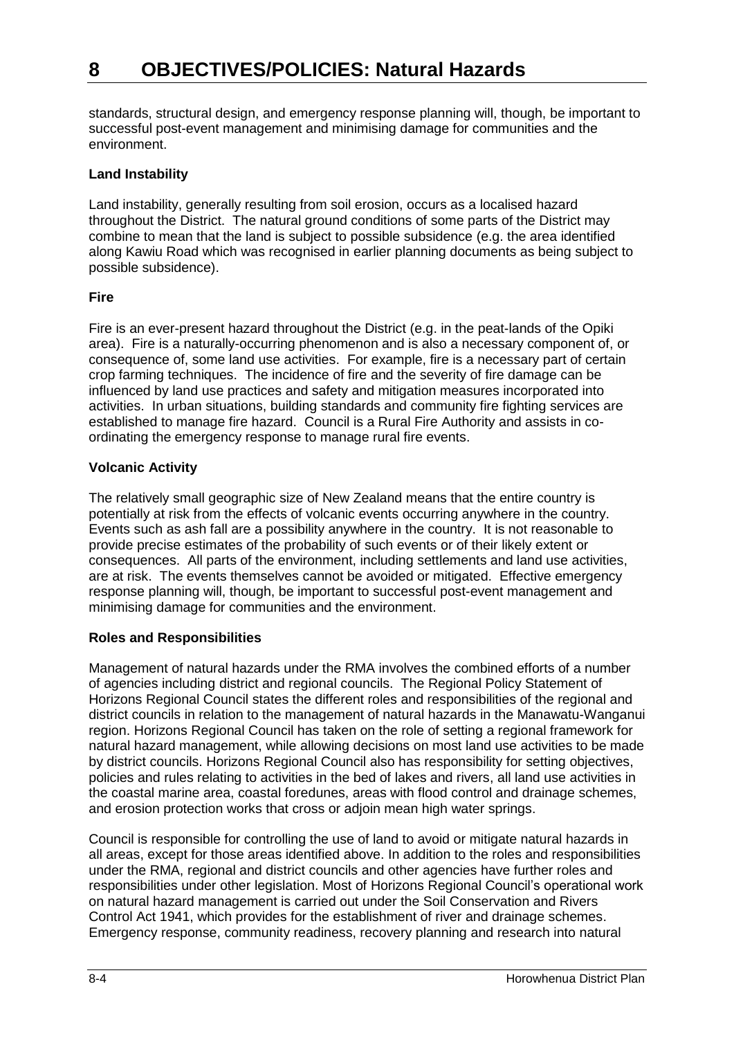standards, structural design, and emergency response planning will, though, be important to successful post-event management and minimising damage for communities and the environment.

**Land Instability**

Land instability, generally resulting from soil erosion, occurs as a localised hazard throughout the District. The natural ground conditions of some parts of the District may combine to mean that the land is subject to possible subsidence (e.g. the area identified along Kawiu Road which was recognised in earlier planning documents as being subject to possible subsidence).

**Fire**

Fire is an ever-present hazard throughout the District (e.g. in the peat-lands of the Opiki area). Fire is a naturally-occurring phenomenon and is also a necessary component of, or consequence of, some land use activities. For example, fire is a necessary part of certain crop farming techniques. The incidence of fire and the severity of fire damage can be influenced by land use practices and safety and mitigation measures incorporated into activities. In urban situations, building standards and community fire fighting services are established to manage fire hazard. Council is a Rural Fire Authority and assists in co-ordinating the emergency response to manage rural fire events.

**Volcanic Activity**

The relatively small geographic size of New Zealand means that the entire country is potentially at risk from the effects of volcanic events occurring anywhere in the country. Events such as ash fall are a possibility anywhere in the country. It is not reasonable to provide precise estimates of the probability of such events or of their likely extent or consequences. All parts of the environment, including settlements and land use activities, are at risk. The events themselves cannot be avoided or mitigated. Effective emergency response planning will, though, be important to successful post-event management and minimising damage for communities and the environment.

**Roles and Responsibilities**

Management of natural hazards under the RMA involves the combined efforts of a number of agencies including district and regional councils. The Regional Policy Statement of Horizons Regional Council states the different roles and responsibilities of the regional and district councils in relation to the management of natural hazards in the Manawatu-Wanganui region. Horizons Regional Council has taken on the role of setting a regional framework for natural hazard management, while allowing decisions on most land use activities to be made by district councils. Horizons Regional Council also has responsibility for setting objectives, policies and rules relating to activities in the bed of lakes and rivers, all land use activities in the coastal marine area, coastal foredunes, areas with flood control and drainage schemes, and erosion protection works that cross or adjoin mean high water springs.

Council is responsible for controlling the use of land to avoid or mitigate natural hazards in all areas, except for those areas identified above. In addition to the roles and responsibilities under the RMA, regional and district councils and other agencies have further roles and responsibilities under other legislation. Most of Horizons Regional Council's operational work on natural hazard management is carried out under the Soil Conservation and Rivers Control Act 1941, which provides for the establishment of river and drainage schemes. Emergency response, community readiness, recovery planning and research into natural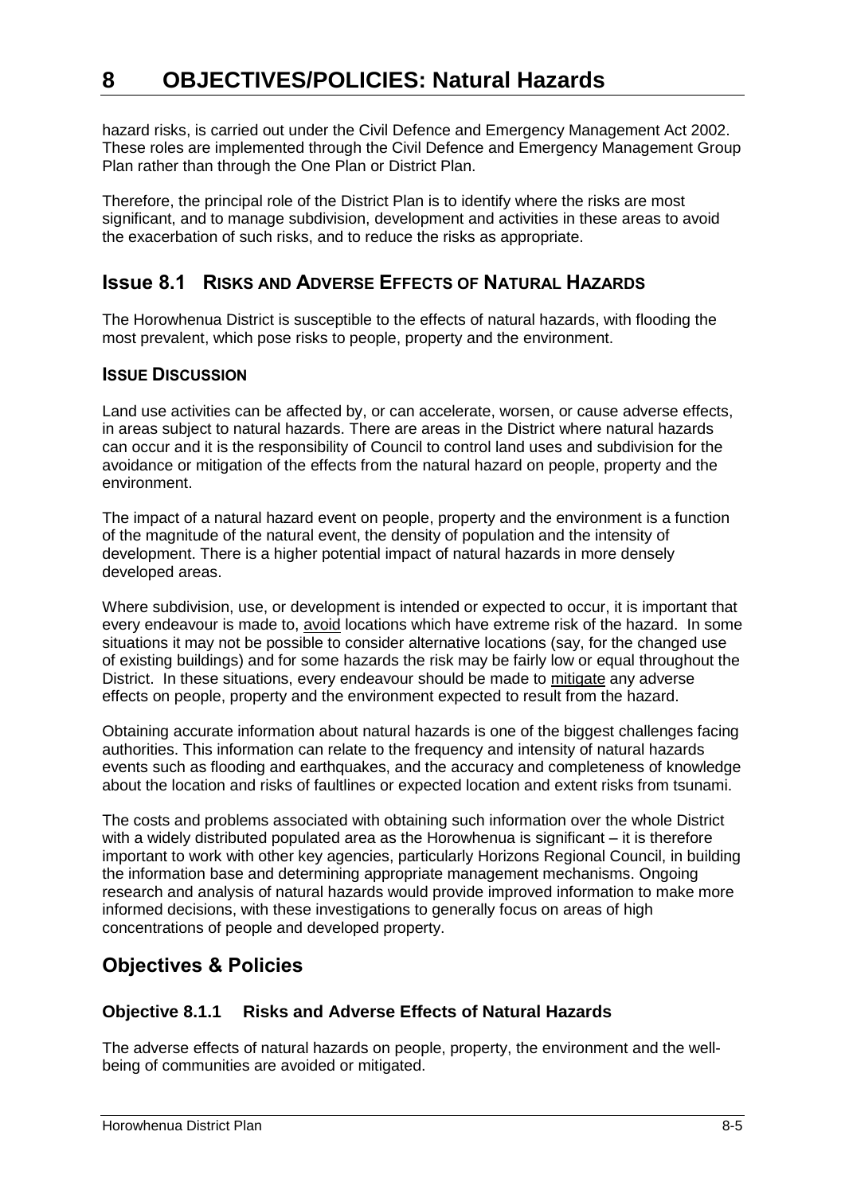hazard risks, is carried out under the Civil Defence and Emergency Management Act 2002. These roles are implemented through the Civil Defence and Emergency Management Group Plan rather than through the One Plan or District Plan.

Therefore, the principal role of the District Plan is to identify where the risks are most significant, and to manage subdivision, development and activities in these areas to avoid the exacerbation of such risks, and to reduce the risks as appropriate.

## Issue 8.1 Risks and Adverse Effects of Natural Hazards

The Horowhenua District is susceptible to the effects of natural hazards, with flooding the most prevalent, which pose risks to people, property and the environment.

### Issue Discussion

Land use activities can be affected by, or can accelerate, worsen, or cause adverse effects, in areas subject to natural hazards. There are areas in the District where natural hazards can occur and it is the responsibility of Council to control land uses and subdivision for the avoidance or mitigation of the effects from the natural hazard on people, property and the environment.

The impact of a natural hazard event on people, property and the environment is a function of the magnitude of the natural event, the density of population and the intensity of development. There is a higher potential impact of natural hazards in more densely developed areas.

Where subdivision, use, or development is intended or expected to occur, it is important that every endeavour is made to, avoid locations which have extreme risk of the hazard. In some situations it may not be possible to consider alternative locations (say, for the changed use of existing buildings) and for some hazards the risk may be fairly low or equal throughout the District. In these situations, every endeavour should be made to mitigate any adverse effects on people, property and the environment expected to result from the hazard.

Obtaining accurate information about natural hazards is one of the biggest challenges facing authorities. This information can relate to the frequency and intensity of natural hazards events such as flooding and earthquakes, and the accuracy and completeness of knowledge about the location and risks of faultlines or expected location and extent risks from tsunami.

The costs and problems associated with obtaining such information over the whole District with a widely distributed populated area as the Horowhenua is significant – it is therefore important to work with other key agencies, particularly Horizons Regional Council, in building the information base and determining appropriate management mechanisms. Ongoing research and analysis of natural hazards would provide improved information to make more informed decisions, with these investigations to generally focus on areas of high concentrations of people and developed property.

## Objectives & Policies

### Objective 8.1.1 Risks and Adverse Effects of Natural Hazards

The adverse effects of natural hazards on people, property, the environment and the well-being of communities are avoided or mitigated.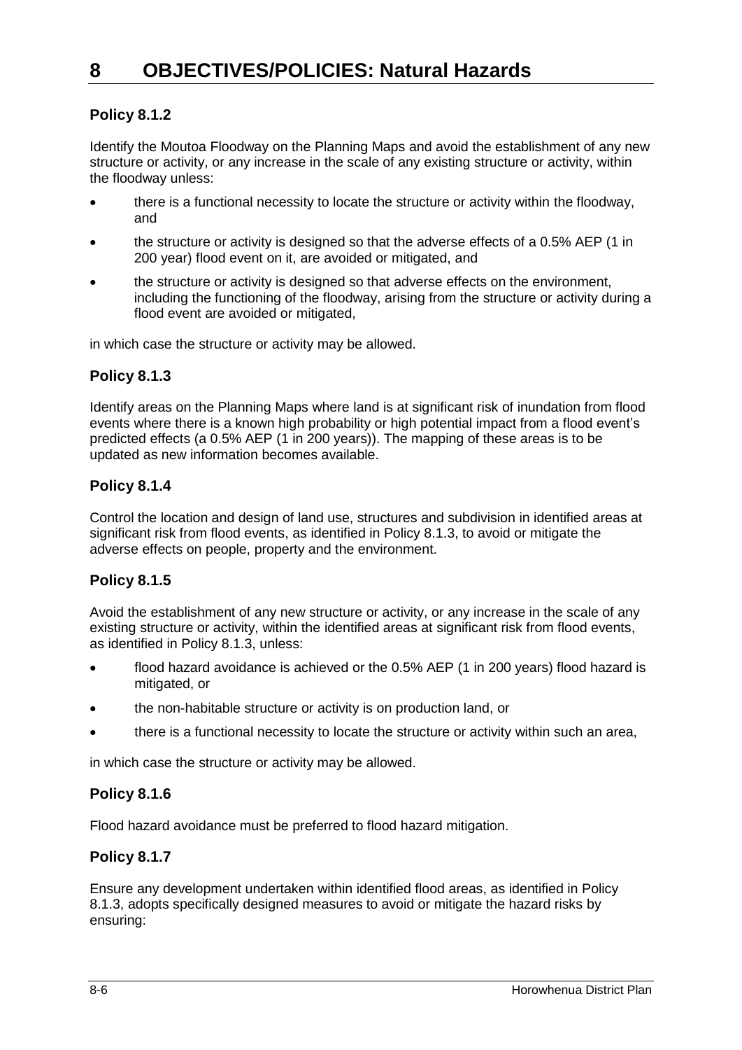# 8 OBJECTIVES/POLICIES: Natural Hazards

### Policy 8.1.2

Identify the Moutoa Floodway on the Planning Maps and avoid the establishment of any new structure or activity, or any increase in the scale of any existing structure or activity, within the floodway unless:

- there is a functional necessity to locate the structure or activity within the floodway, and
- the structure or activity is designed so that the adverse effects of a 0.5% AEP (1 in 200 year) flood event on it, are avoided or mitigated, and
- the structure or activity is designed so that adverse effects on the environment, including the functioning of the floodway, arising from the structure or activity during a flood event are avoided or mitigated,

in which case the structure or activity may be allowed.

### Policy 8.1.3

Identify areas on the Planning Maps where land is at significant risk of inundation from flood events where there is a known high probability or high potential impact from a flood event's predicted effects (a 0.5% AEP (1 in 200 years)). The mapping of these areas is to be updated as new information becomes available.

### Policy 8.1.4

Control the location and design of land use, structures and subdivision in identified areas at significant risk from flood events, as identified in Policy 8.1.3, to avoid or mitigate the adverse effects on people, property and the environment.

### Policy 8.1.5

Avoid the establishment of any new structure or activity, or any increase in the scale of any existing structure or activity, within the identified areas at significant risk from flood events, as identified in Policy 8.1.3, unless:

- flood hazard avoidance is achieved or the 0.5% AEP (1 in 200 years) flood hazard is mitigated, or
- the non-habitable structure or activity is on production land, or
- there is a functional necessity to locate the structure or activity within such an area,

in which case the structure or activity may be allowed.

### Policy 8.1.6

Flood hazard avoidance must be preferred to flood hazard mitigation.

### Policy 8.1.7

Ensure any development undertaken within identified flood areas, as identified in Policy 8.1.3, adopts specifically designed measures to avoid or mitigate the hazard risks by ensuring: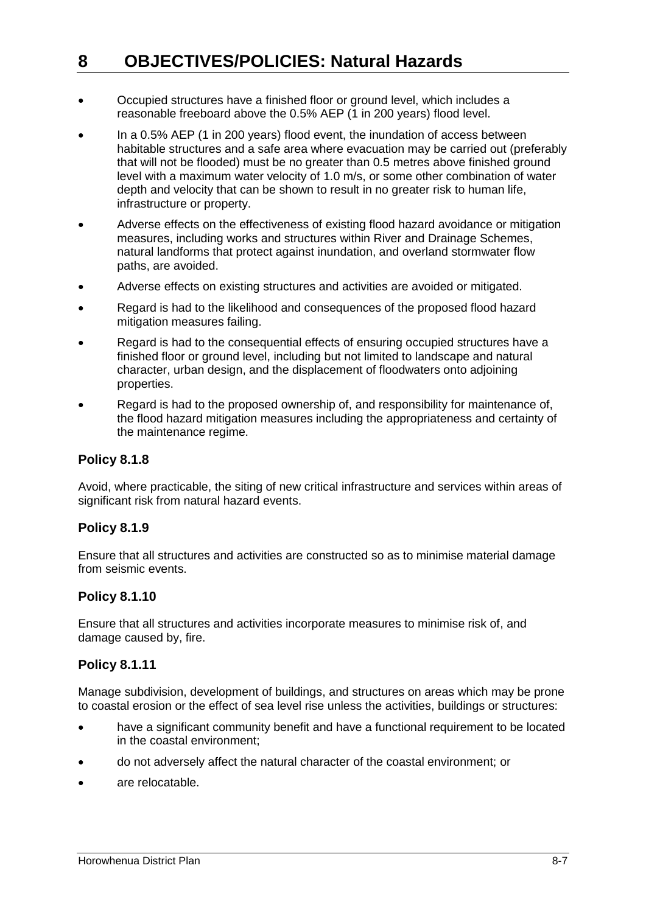- Occupied structures have a finished floor or ground level, which includes a reasonable freeboard above the 0.5% AEP (1 in 200 years) flood level.
- In a 0.5% AEP (1 in 200 years) flood event, the inundation of access between habitable structures and a safe area where evacuation may be carried out (preferably that will not be flooded) must be no greater than 0.5 metres above finished ground level with a maximum water velocity of 1.0 m/s, or some other combination of water depth and velocity that can be shown to result in no greater risk to human life, infrastructure or property.
- Adverse effects on the effectiveness of existing flood hazard avoidance or mitigation measures, including works and structures within River and Drainage Schemes, natural landforms that protect against inundation, and overland stormwater flow paths, are avoided.
- Adverse effects on existing structures and activities are avoided or mitigated.
- Regard is had to the likelihood and consequences of the proposed flood hazard mitigation measures failing.
- Regard is had to the consequential effects of ensuring occupied structures have a finished floor or ground level, including but not limited to landscape and natural character, urban design, and the displacement of floodwaters onto adjoining properties.
- Regard is had to the proposed ownership of, and responsibility for maintenance of, the flood hazard mitigation measures including the appropriateness and certainty of the maintenance regime.

### Policy 8.1.8

Avoid, where practicable, the siting of new critical infrastructure and services within areas of significant risk from natural hazard events.

### Policy 8.1.9

Ensure that all structures and activities are constructed so as to minimise material damage from seismic events.

### Policy 8.1.10

Ensure that all structures and activities incorporate measures to minimise risk of, and damage caused by, fire.

### Policy 8.1.11

Manage subdivision, development of buildings, and structures on areas which may be prone to coastal erosion or the effect of sea level rise unless the activities, buildings or structures:

- have a significant community benefit and have a functional requirement to be located in the coastal environment;
- do not adversely affect the natural character of the coastal environment; or
- are relocatable.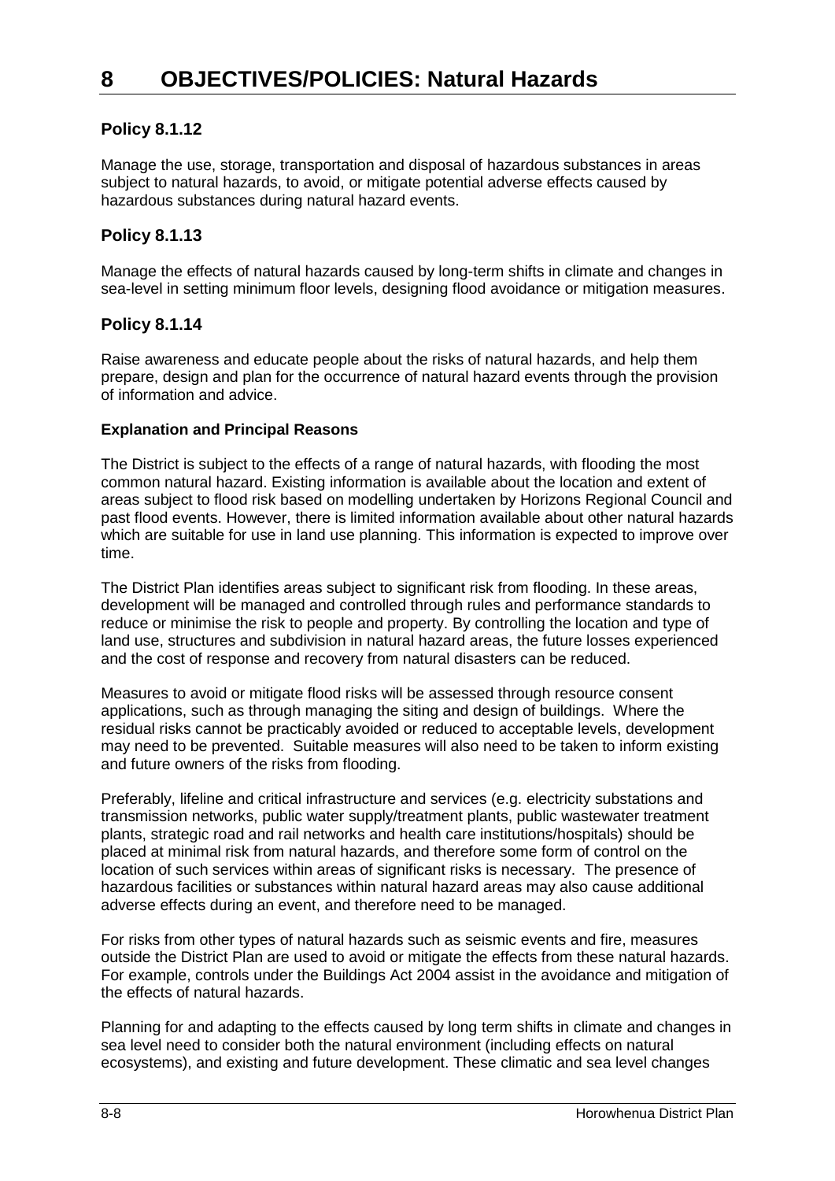# 8 OBJECTIVES/POLICIES: Natural Hazards

### Policy 8.1.12

Manage the use, storage, transportation and disposal of hazardous substances in areas subject to natural hazards, to avoid, or mitigate potential adverse effects caused by hazardous substances during natural hazard events.

### Policy 8.1.13

Manage the effects of natural hazards caused by long-term shifts in climate and changes in sea-level in setting minimum floor levels, designing flood avoidance or mitigation measures.

### Policy 8.1.14

Raise awareness and educate people about the risks of natural hazards, and help them prepare, design and plan for the occurrence of natural hazard events through the provision of information and advice.

**Explanation and Principal Reasons**

The District is subject to the effects of a range of natural hazards, with flooding the most common natural hazard. Existing information is available about the location and extent of areas subject to flood risk based on modelling undertaken by Horizons Regional Council and past flood events. However, there is limited information available about other natural hazards which are suitable for use in land use planning. This information is expected to improve over time.

The District Plan identifies areas subject to significant risk from flooding. In these areas, development will be managed and controlled through rules and performance standards to reduce or minimise the risk to people and property. By controlling the location and type of land use, structures and subdivision in natural hazard areas, the future losses experienced and the cost of response and recovery from natural disasters can be reduced.

Measures to avoid or mitigate flood risks will be assessed through resource consent applications, such as through managing the siting and design of buildings. Where the residual risks cannot be practicably avoided or reduced to acceptable levels, development may need to be prevented. Suitable measures will also need to be taken to inform existing and future owners of the risks from flooding.

Preferably, lifeline and critical infrastructure and services (e.g. electricity substations and transmission networks, public water supply/treatment plants, public wastewater treatment plants, strategic road and rail networks and health care institutions/hospitals) should be placed at minimal risk from natural hazards, and therefore some form of control on the location of such services within areas of significant risks is necessary. The presence of hazardous facilities or substances within natural hazard areas may also cause additional adverse effects during an event, and therefore need to be managed.

For risks from other types of natural hazards such as seismic events and fire, measures outside the District Plan are used to avoid or mitigate the effects from these natural hazards. For example, controls under the Buildings Act 2004 assist in the avoidance and mitigation of the effects of natural hazards.

Planning for and adapting to the effects caused by long term shifts in climate and changes in sea level need to consider both the natural environment (including effects on natural ecosystems), and existing and future development. These climatic and sea level changes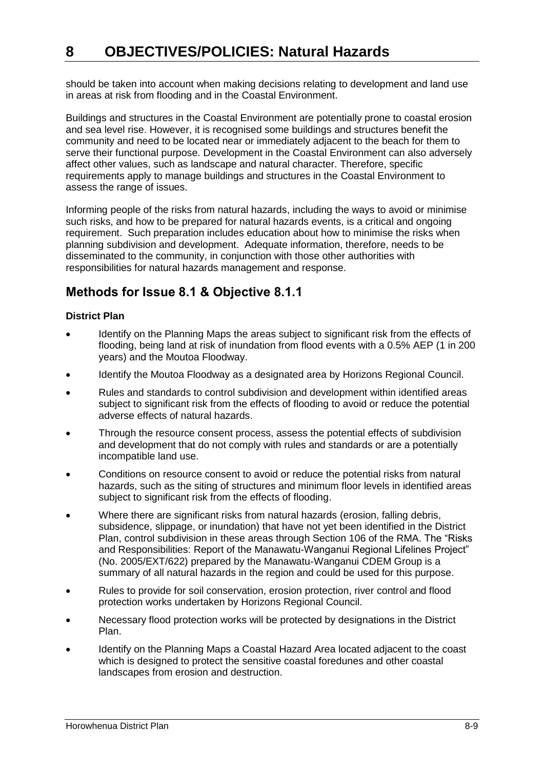should be taken into account when making decisions relating to development and land use in areas at risk from flooding and in the Coastal Environment.

Buildings and structures in the Coastal Environment are potentially prone to coastal erosion and sea level rise. However, it is recognised some buildings and structures benefit the community and need to be located near or immediately adjacent to the beach for them to serve their functional purpose. Development in the Coastal Environment can also adversely affect other values, such as landscape and natural character. Therefore, specific requirements apply to manage buildings and structures in the Coastal Environment to assess the range of issues.

Informing people of the risks from natural hazards, including the ways to avoid or minimise such risks, and how to be prepared for natural hazards events, is a critical and ongoing requirement. Such preparation includes education about how to minimise the risks when planning subdivision and development. Adequate information, therefore, needs to be disseminated to the community, in conjunction with those other authorities with responsibilities for natural hazards management and response.

## Methods for Issue 8.1 & Objective 8.1.1

**District Plan**

- Identify on the Planning Maps the areas subject to significant risk from the effects of flooding, being land at risk of inundation from flood events with a 0.5% AEP (1 in 200 years) and the Moutoa Floodway.
- Identify the Moutoa Floodway as a designated area by Horizons Regional Council.
- Rules and standards to control subdivision and development within identified areas subject to significant risk from the effects of flooding to avoid or reduce the potential adverse effects of natural hazards.
- Through the resource consent process, assess the potential effects of subdivision and development that do not comply with rules and standards or are a potentially incompatible land use.
- Conditions on resource consent to avoid or reduce the potential risks from natural hazards, such as the siting of structures and minimum floor levels in identified areas subject to significant risk from the effects of flooding.
- Where there are significant risks from natural hazards (erosion, falling debris, subsidence, slippage, or inundation) that have not yet been identified in the District Plan, control subdivision in these areas through Section 106 of the RMA. The "Risks and Responsibilities: Report of the Manawatu-Wanganui Regional Lifelines Project" (No. 2005/EXT/622) prepared by the Manawatu-Wanganui CDEM Group is a summary of all natural hazards in the region and could be used for this purpose.
- Rules to provide for soil conservation, erosion protection, river control and flood protection works undertaken by Horizons Regional Council.
- Necessary flood protection works will be protected by designations in the District Plan.
- Identify on the Planning Maps a Coastal Hazard Area located adjacent to the coast which is designed to protect the sensitive coastal foredunes and other coastal landscapes from erosion and destruction.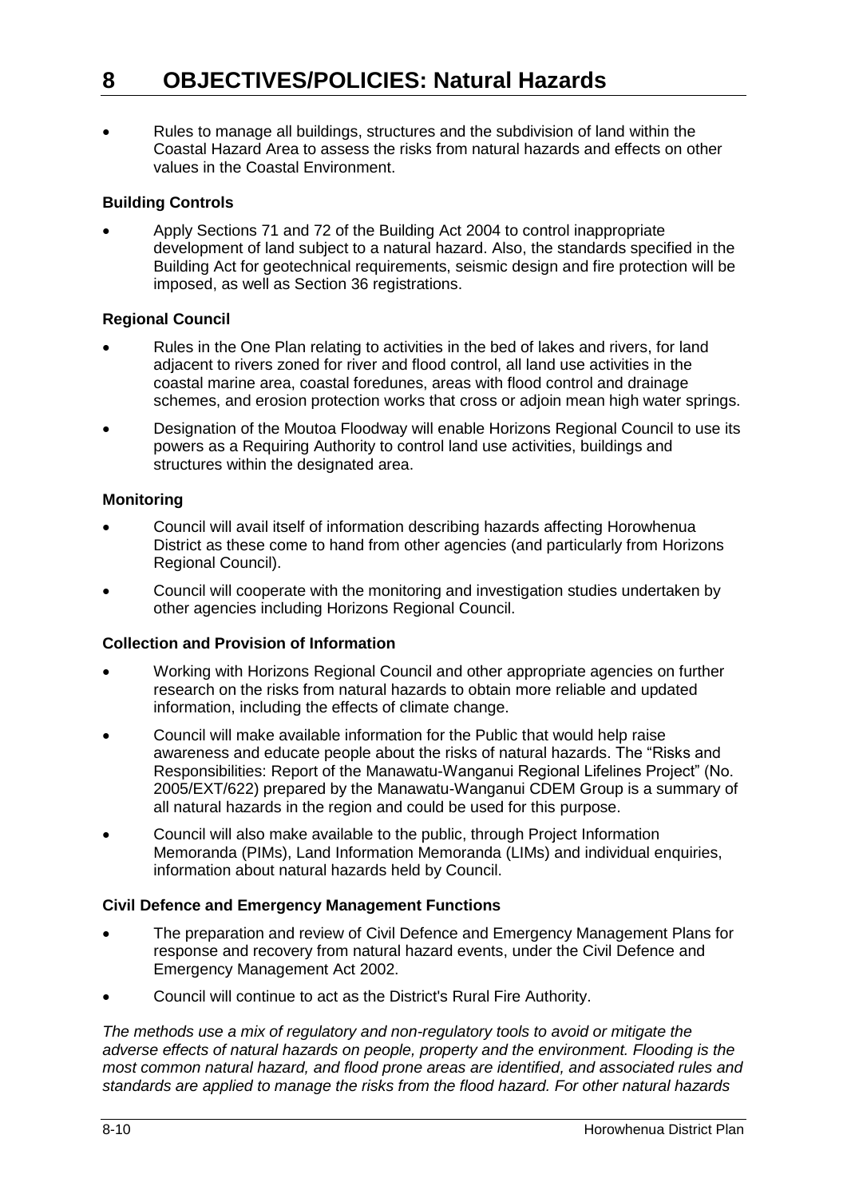- Rules to manage all buildings, structures and the subdivision of land within the Coastal Hazard Area to assess the risks from natural hazards and effects on other values in the Coastal Environment.

**Building Controls**

- Apply Sections 71 and 72 of the Building Act 2004 to control inappropriate development of land subject to a natural hazard. Also, the standards specified in the Building Act for geotechnical requirements, seismic design and fire protection will be imposed, as well as Section 36 registrations.

**Regional Council**

- Rules in the One Plan relating to activities in the bed of lakes and rivers, for land adjacent to rivers zoned for river and flood control, all land use activities in the coastal marine area, coastal foredunes, areas with flood control and drainage schemes, and erosion protection works that cross or adjoin mean high water springs.
- Designation of the Moutoa Floodway will enable Horizons Regional Council to use its powers as a Requiring Authority to control land use activities, buildings and structures within the designated area.

**Monitoring**

- Council will avail itself of information describing hazards affecting Horowhenua District as these come to hand from other agencies (and particularly from Horizons Regional Council).
- Council will cooperate with the monitoring and investigation studies undertaken by other agencies including Horizons Regional Council.

**Collection and Provision of Information**

- Working with Horizons Regional Council and other appropriate agencies on further research on the risks from natural hazards to obtain more reliable and updated information, including the effects of climate change.
- Council will make available information for the Public that would help raise awareness and educate people about the risks of natural hazards. The "Risks and Responsibilities: Report of the Manawatu-Wanganui Regional Lifelines Project" (No. 2005/EXT/622) prepared by the Manawatu-Wanganui CDEM Group is a summary of all natural hazards in the region and could be used for this purpose.
- Council will also make available to the public, through Project Information Memoranda (PIMs), Land Information Memoranda (LIMs) and individual enquiries, information about natural hazards held by Council.

**Civil Defence and Emergency Management Functions**

- The preparation and review of Civil Defence and Emergency Management Plans for response and recovery from natural hazard events, under the Civil Defence and Emergency Management Act 2002.
- Council will continue to act as the District's Rural Fire Authority.

*The methods use a mix of regulatory and non-regulatory tools to avoid or mitigate the adverse effects of natural hazards on people, property and the environment. Flooding is the most common natural hazard, and flood prone areas are identified, and associated rules and standards are applied to manage the risks from the flood hazard. For other natural hazards*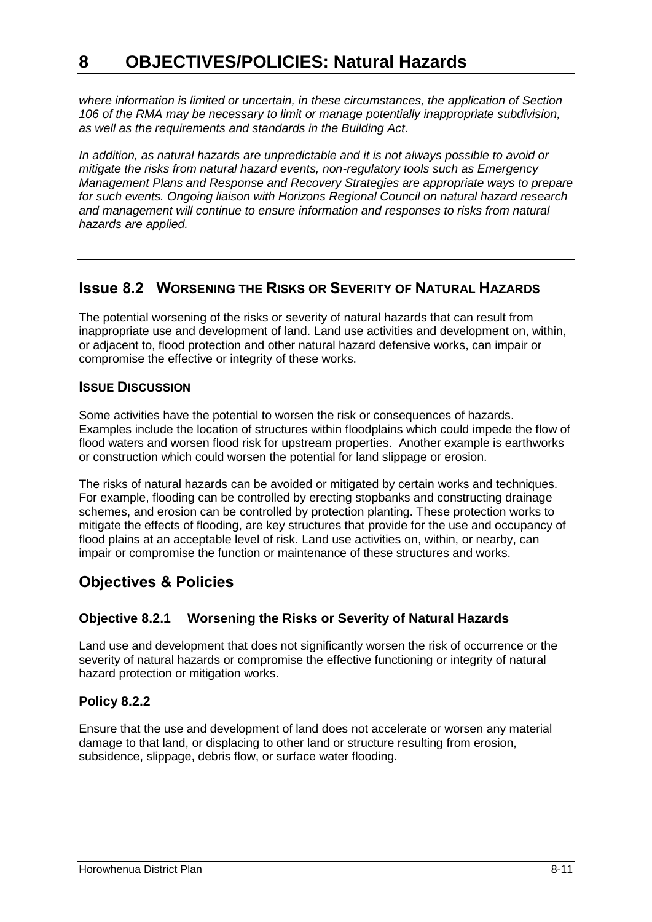*where information is limited or uncertain, in these circumstances, the application of Section 106 of the RMA may be necessary to limit or manage potentially inappropriate subdivision, as well as the requirements and standards in the Building Act.*

*In addition, as natural hazards are unpredictable and it is not always possible to avoid or mitigate the risks from natural hazard events, non-regulatory tools such as Emergency Management Plans and Response and Recovery Strategies are appropriate ways to prepare for such events. Ongoing liaison with Horizons Regional Council on natural hazard research and management will continue to ensure information and responses to risks from natural hazards are applied.*

---

## Issue 8.2 WORSENING THE RISKS OR SEVERITY OF NATURAL HAZARDS

The potential worsening of the risks or severity of natural hazards that can result from inappropriate use and development of land. Land use activities and development on, within, or adjacent to, flood protection and other natural hazard defensive works, can impair or compromise the effective or integrity of these works.

### ISSUE DISCUSSION

Some activities have the potential to worsen the risk or consequences of hazards. Examples include the location of structures within floodplains which could impede the flow of flood waters and worsen flood risk for upstream properties. Another example is earthworks or construction which could worsen the potential for land slippage or erosion.

The risks of natural hazards can be avoided or mitigated by certain works and techniques. For example, flooding can be controlled by erecting stopbanks and constructing drainage schemes, and erosion can be controlled by protection planting. These protection works to mitigate the effects of flooding, are key structures that provide for the use and occupancy of flood plains at an acceptable level of risk. Land use activities on, within, or nearby, can impair or compromise the function or maintenance of these structures and works.

## Objectives & Policies

### Objective 8.2.1 Worsening the Risks or Severity of Natural Hazards

Land use and development that does not significantly worsen the risk of occurrence or the severity of natural hazards or compromise the effective functioning or integrity of natural hazard protection or mitigation works.

### Policy 8.2.2

Ensure that the use and development of land does not accelerate or worsen any material damage to that land, or displacing to other land or structure resulting from erosion, subsidence, slippage, debris flow, or surface water flooding.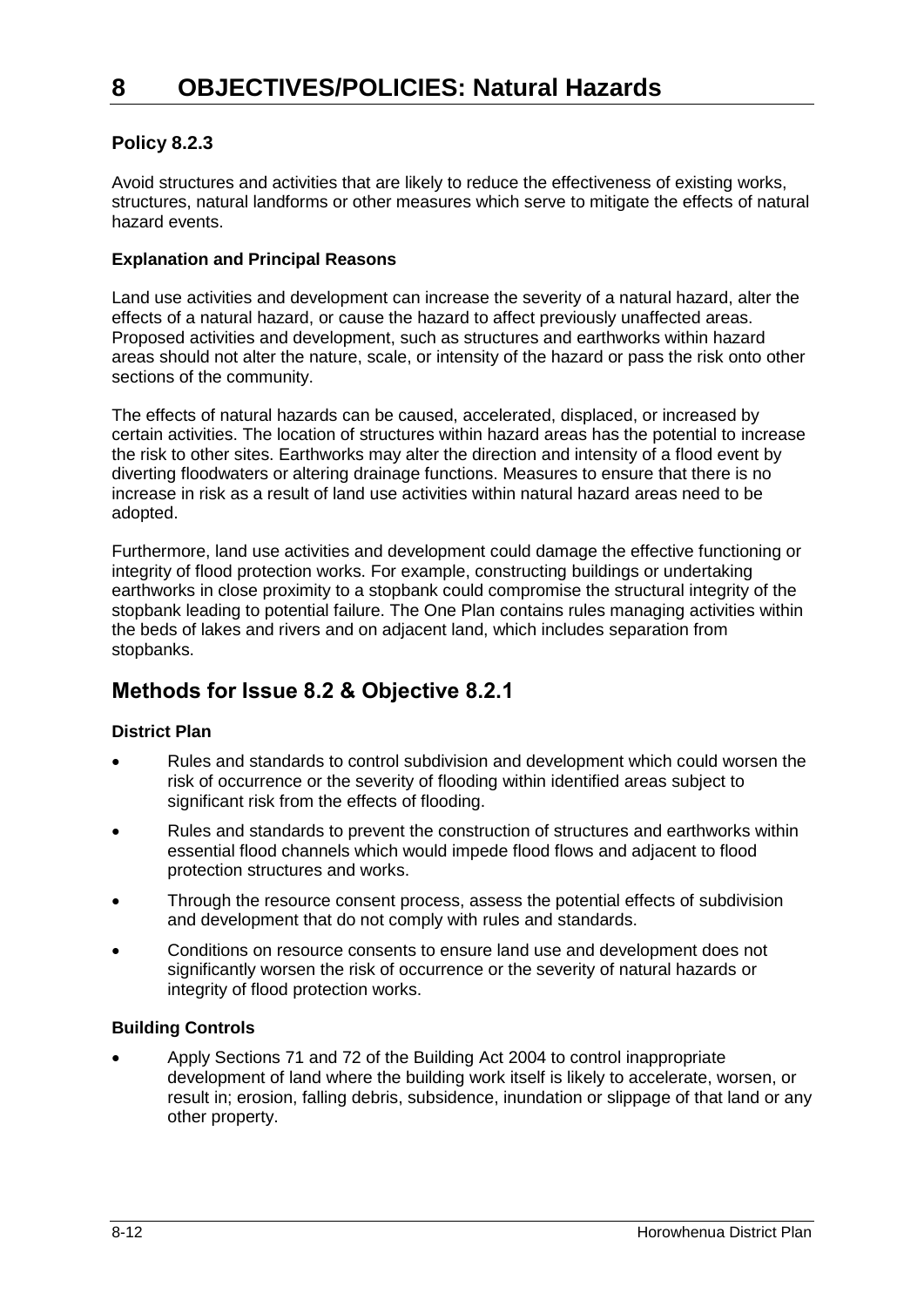# 8 OBJECTIVES/POLICIES: Natural Hazards

### Policy 8.2.3

Avoid structures and activities that are likely to reduce the effectiveness of existing works, structures, natural landforms or other measures which serve to mitigate the effects of natural hazard events.

#### Explanation and Principal Reasons

Land use activities and development can increase the severity of a natural hazard, alter the effects of a natural hazard, or cause the hazard to affect previously unaffected areas. Proposed activities and development, such as structures and earthworks within hazard areas should not alter the nature, scale, or intensity of the hazard or pass the risk onto other sections of the community.

The effects of natural hazards can be caused, accelerated, displaced, or increased by certain activities. The location of structures within hazard areas has the potential to increase the risk to other sites. Earthworks may alter the direction and intensity of a flood event by diverting floodwaters or altering drainage functions. Measures to ensure that there is no increase in risk as a result of land use activities within natural hazard areas need to be adopted.

Furthermore, land use activities and development could damage the effective functioning or integrity of flood protection works. For example, constructing buildings or undertaking earthworks in close proximity to a stopbank could compromise the structural integrity of the stopbank leading to potential failure. The One Plan contains rules managing activities within the beds of lakes and rivers and on adjacent land, which includes separation from stopbanks.

## Methods for Issue 8.2 & Objective 8.2.1

#### District Plan

- Rules and standards to control subdivision and development which could worsen the risk of occurrence or the severity of flooding within identified areas subject to significant risk from the effects of flooding.
- Rules and standards to prevent the construction of structures and earthworks within essential flood channels which would impede flood flows and adjacent to flood protection structures and works.
- Through the resource consent process, assess the potential effects of subdivision and development that do not comply with rules and standards.
- Conditions on resource consents to ensure land use and development does not significantly worsen the risk of occurrence or the severity of natural hazards or integrity of flood protection works.

#### Building Controls

- Apply Sections 71 and 72 of the Building Act 2004 to control inappropriate development of land where the building work itself is likely to accelerate, worsen, or result in; erosion, falling debris, subsidence, inundation or slippage of that land or any other property.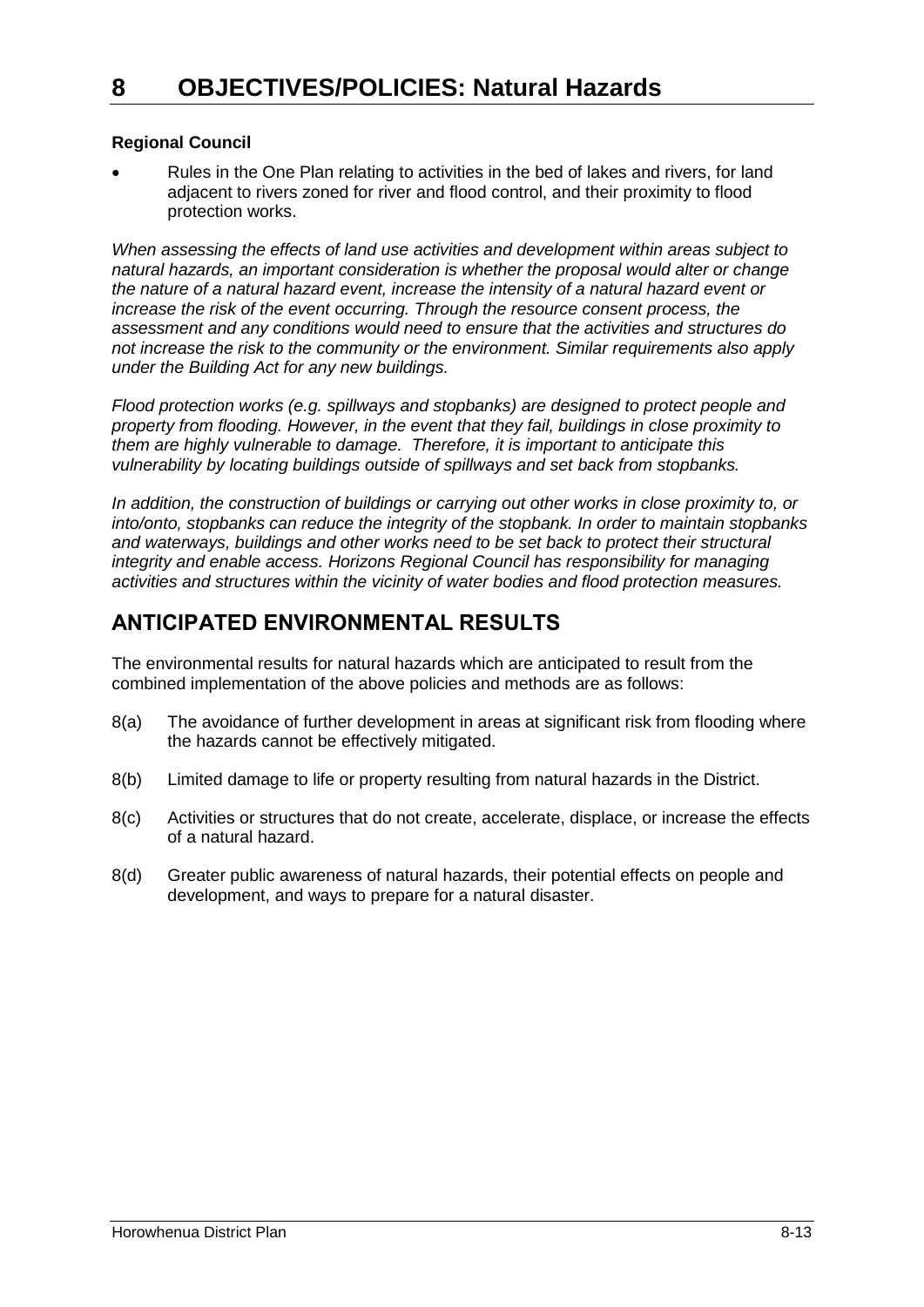**Regional Council**

- Rules in the One Plan relating to activities in the bed of lakes and rivers, for land adjacent to rivers zoned for river and flood control, and their proximity to flood protection works.

*When assessing the effects of land use activities and development within areas subject to natural hazards, an important consideration is whether the proposal would alter or change the nature of a natural hazard event, increase the intensity of a natural hazard event or increase the risk of the event occurring. Through the resource consent process, the assessment and any conditions would need to ensure that the activities and structures do not increase the risk to the community or the environment. Similar requirements also apply under the Building Act for any new buildings.*

*Flood protection works (e.g. spillways and stopbanks) are designed to protect people and property from flooding. However, in the event that they fail, buildings in close proximity to them are highly vulnerable to damage. Therefore, it is important to anticipate this vulnerability by locating buildings outside of spillways and set back from stopbanks.*

*In addition, the construction of buildings or carrying out other works in close proximity to, or into/onto, stopbanks can reduce the integrity of the stopbank. In order to maintain stopbanks and waterways, buildings and other works need to be set back to protect their structural integrity and enable access. Horizons Regional Council has responsibility for managing activities and structures within the vicinity of water bodies and flood protection measures.*

## ANTICIPATED ENVIRONMENTAL RESULTS

The environmental results for natural hazards which are anticipated to result from the combined implementation of the above policies and methods are as follows:

8(a) The avoidance of further development in areas at significant risk from flooding where the hazards cannot be effectively mitigated.

8(b) Limited damage to life or property resulting from natural hazards in the District.

8(c) Activities or structures that do not create, accelerate, displace, or increase the effects of a natural hazard.

8(d) Greater public awareness of natural hazards, their potential effects on people and development, and ways to prepare for a natural disaster.